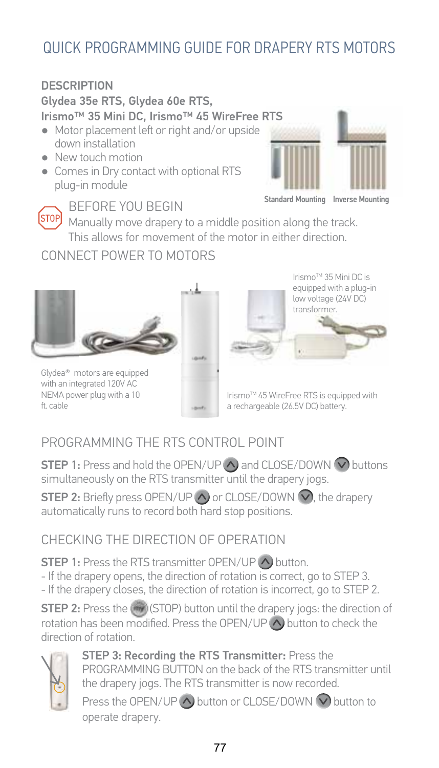# QUICK PROGRAMMING GUIDE FOR DRAPERY RTS MOTORS

## DESCRIPTION

**Glydea 35e RTS, Glydea 60e RTS, Irismo™ 35 Mini DC, Irismo™ 45 WireFree RTS**

- Motor placement left or right and/or upside down installation
- New touch motion
- Comes in Dry contact with optional RTS plug-in module

Standard Mounting    Inverse Mounting

## BEFORE YOU BEGIN

STOP

Manually move drapery to a middle position along the track. This allows for movement of the motor in either direction.

## CONNECT POWER TO MOTORS

Glydea® motors are equipped with an integrated 120V AC NEMA power plug with a 10 ft. cable

Irismo™ 35 Mini DC is equipped with a plug-in low voltage (24V DC) transformer.

Irismo™ 45 WireFree RTS is equipped with a rechargeable (26.5V DC) battery.

## PROGRAMMING THE RTS CONTROL POINT

**STEP 1:** Press and hold the OPEN/UP and CLOSE/DOWN buttons simultaneously on the RTS transmitter until the drapery jogs.

**STEP 2:** Briefly press OPEN/UP or CLOSE/DOWN, the drapery automatically runs to record both hard stop positions.

## CHECKING THE DIRECTION OF OPERATION

**STEP 1:** Press the RTS transmitter OPEN/UP button.
- If the drapery opens, the direction of rotation is correct, go to STEP 3.
- If the drapery closes, the direction of rotation is incorrect, go to STEP 2.

**STEP 2:** Press the (STOP) button until the drapery jogs: the direction of rotation has been modified. Press the OPEN/UP button to check the direction of rotation.

**STEP 3: Recording the RTS Transmitter:** Press the PROGRAMMING BUTTON on the back of the RTS transmitter until the drapery jogs. The RTS transmitter is now recorded.

Press the OPEN/UP button or CLOSE/DOWN button to operate drapery.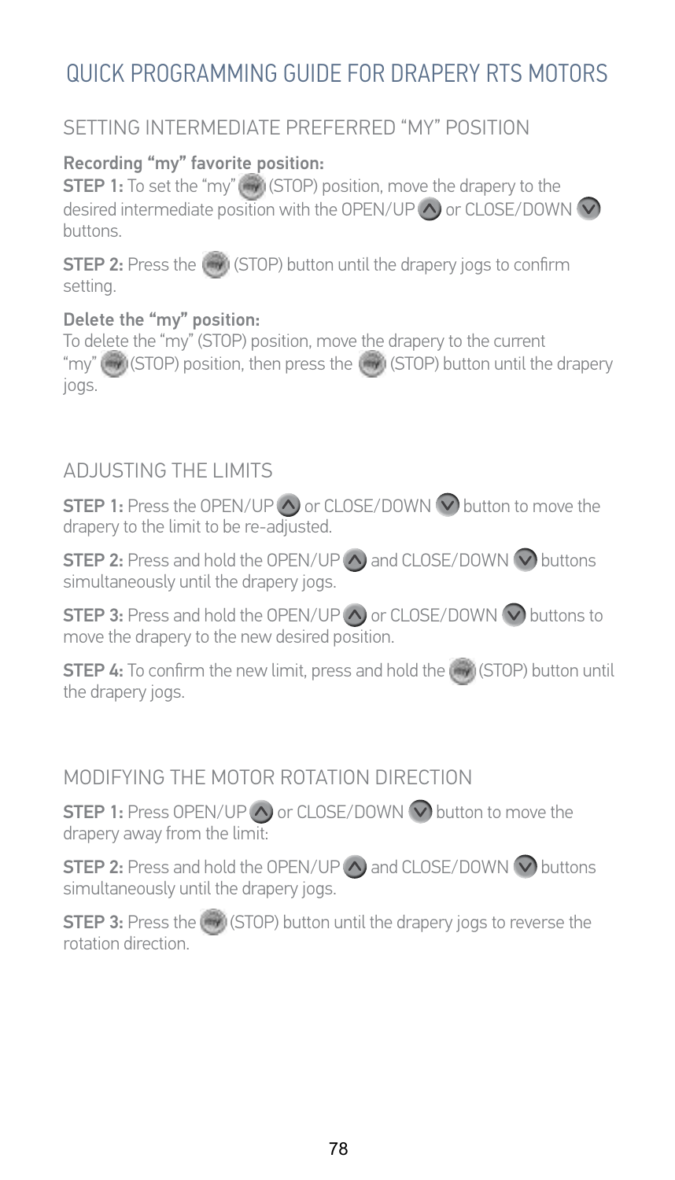# QUICK PROGRAMMING GUIDE FOR DRAPERY RTS MOTORS

## SETTING INTERMEDIATE PREFERRED "MY" POSITION

**Recording "my" favorite position:**

**STEP 1:** To set the "my" (STOP) position, move the drapery to the desired intermediate position with the OPEN/UP or CLOSE/DOWN buttons.

**STEP 2:** Press the (STOP) button until the drapery jogs to confirm setting.

**Delete the "my" position:**

To delete the "my" (STOP) position, move the drapery to the current "my" (STOP) position, then press the (STOP) button until the drapery jogs.

## ADJUSTING THE LIMITS

**STEP 1:** Press the OPEN/UP or CLOSE/DOWN button to move the drapery to the limit to be re-adjusted.

**STEP 2:** Press and hold the OPEN/UP and CLOSE/DOWN buttons simultaneously until the drapery jogs.

**STEP 3:** Press and hold the OPEN/UP or CLOSE/DOWN buttons to move the drapery to the new desired position.

**STEP 4:** To confirm the new limit, press and hold the (STOP) button until the drapery jogs.

## MODIFYING THE MOTOR ROTATION DIRECTION

**STEP 1:** Press OPEN/UP or CLOSE/DOWN button to move the drapery away from the limit:

**STEP 2:** Press and hold the OPEN/UP and CLOSE/DOWN buttons simultaneously until the drapery jogs.

**STEP 3:** Press the (STOP) button until the drapery jogs to reverse the rotation direction.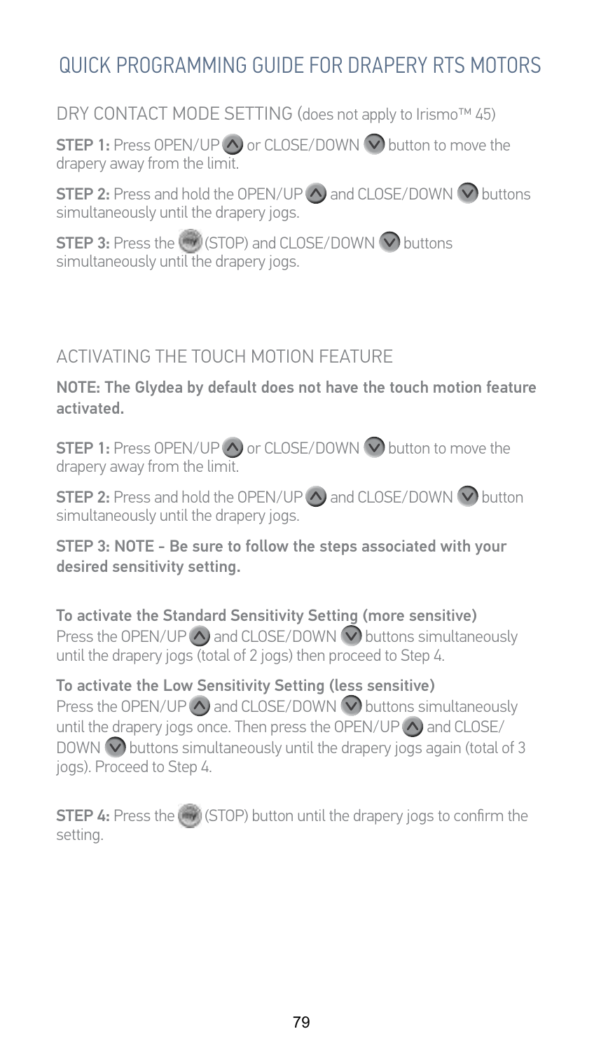# QUICK PROGRAMMING GUIDE FOR DRAPERY RTS MOTORS

## DRY CONTACT MODE SETTING (does not apply to Irismo™ 45)

**STEP 1:** Press OPEN/UP or CLOSE/DOWN button to move the drapery away from the limit.

**STEP 2:** Press and hold the OPEN/UP and CLOSE/DOWN buttons simultaneously until the drapery jogs.

**STEP 3:** Press the (STOP) and CLOSE/DOWN buttons simultaneously until the drapery jogs.

## ACTIVATING THE TOUCH MOTION FEATURE

**NOTE: The Glydea by default does not have the touch motion feature activated.**

**STEP 1:** Press OPEN/UP or CLOSE/DOWN button to move the drapery away from the limit.

**STEP 2:** Press and hold the OPEN/UP and CLOSE/DOWN button simultaneously until the drapery jogs.

**STEP 3: NOTE - Be sure to follow the steps associated with your desired sensitivity setting.**

**To activate the Standard Sensitivity Setting (more sensitive)**
Press the OPEN/UP and CLOSE/DOWN buttons simultaneously until the drapery jogs (total of 2 jogs) then proceed to Step 4.

**To activate the Low Sensitivity Setting (less sensitive)**
Press the OPEN/UP and CLOSE/DOWN buttons simultaneously until the drapery jogs once. Then press the OPEN/UP and CLOSE/DOWN buttons simultaneously until the drapery jogs again (total of 3 jogs). Proceed to Step 4.

**STEP 4:** Press the (STOP) button until the drapery jogs to confirm the setting.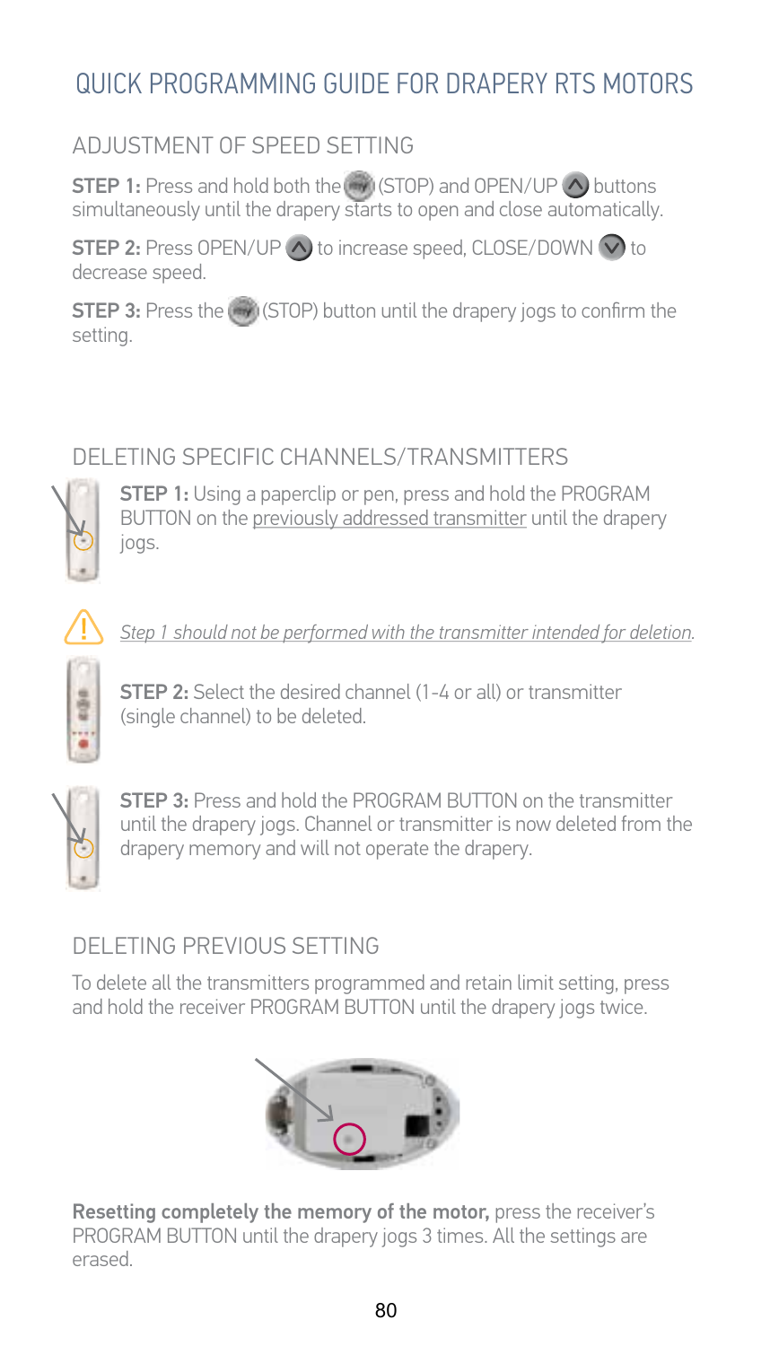# QUICK PROGRAMMING GUIDE FOR DRAPERY RTS MOTORS

## ADJUSTMENT OF SPEED SETTING

**STEP 1:** Press and hold both the (STOP) and OPEN/UP buttons simultaneously until the drapery starts to open and close automatically.

**STEP 2:** Press OPEN/UP to increase speed, CLOSE/DOWN to decrease speed.

**STEP 3:** Press the (STOP) button until the drapery jogs to confirm the setting.

## DELETING SPECIFIC CHANNELS/TRANSMITTERS

**STEP 1:** Using a paperclip or pen, press and hold the PROGRAM BUTTON on the previously addressed transmitter until the drapery jogs.

*Step 1 should not be performed with the transmitter intended for deletion.*

**STEP 2:** Select the desired channel (1-4 or all) or transmitter (single channel) to be deleted.

**STEP 3:** Press and hold the PROGRAM BUTTON on the transmitter until the drapery jogs. Channel or transmitter is now deleted from the drapery memory and will not operate the drapery.

## DELETING PREVIOUS SETTING

To delete all the transmitters programmed and retain limit setting, press and hold the receiver PROGRAM BUTTON until the drapery jogs twice.

**Resetting completely the memory of the motor,** press the receiver's PROGRAM BUTTON until the drapery jogs 3 times. All the settings are erased.